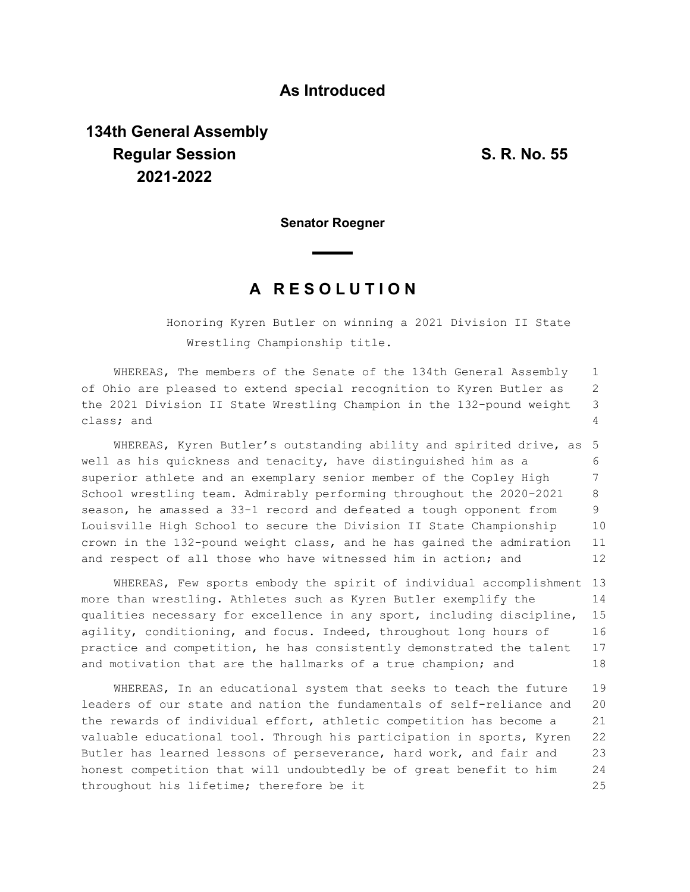**As Introduced**

**134th General Assembly**
**Regular Session**
**2021-2022**

**S. R. No. 55**

**Senator Roegner**

# A R E S O L U T I O N

Honoring Kyren Butler on winning a 2021 Division II State Wrestling Championship title.

WHEREAS, The members of the Senate of the 134th General Assembly of Ohio are pleased to extend special recognition to Kyren Butler as the 2021 Division II State Wrestling Champion in the 132-pound weight class; and

WHEREAS, Kyren Butler's outstanding ability and spirited drive, as well as his quickness and tenacity, have distinguished him as a superior athlete and an exemplary senior member of the Copley High School wrestling team. Admirably performing throughout the 2020-2021 season, he amassed a 33-1 record and defeated a tough opponent from Louisville High School to secure the Division II State Championship crown in the 132-pound weight class, and he has gained the admiration and respect of all those who have witnessed him in action; and

WHEREAS, Few sports embody the spirit of individual accomplishment more than wrestling. Athletes such as Kyren Butler exemplify the qualities necessary for excellence in any sport, including discipline, agility, conditioning, and focus. Indeed, throughout long hours of practice and competition, he has consistently demonstrated the talent and motivation that are the hallmarks of a true champion; and

WHEREAS, In an educational system that seeks to teach the future leaders of our state and nation the fundamentals of self-reliance and the rewards of individual effort, athletic competition has become a valuable educational tool. Through his participation in sports, Kyren Butler has learned lessons of perseverance, hard work, and fair and honest competition that will undoubtedly be of great benefit to him throughout his lifetime; therefore be it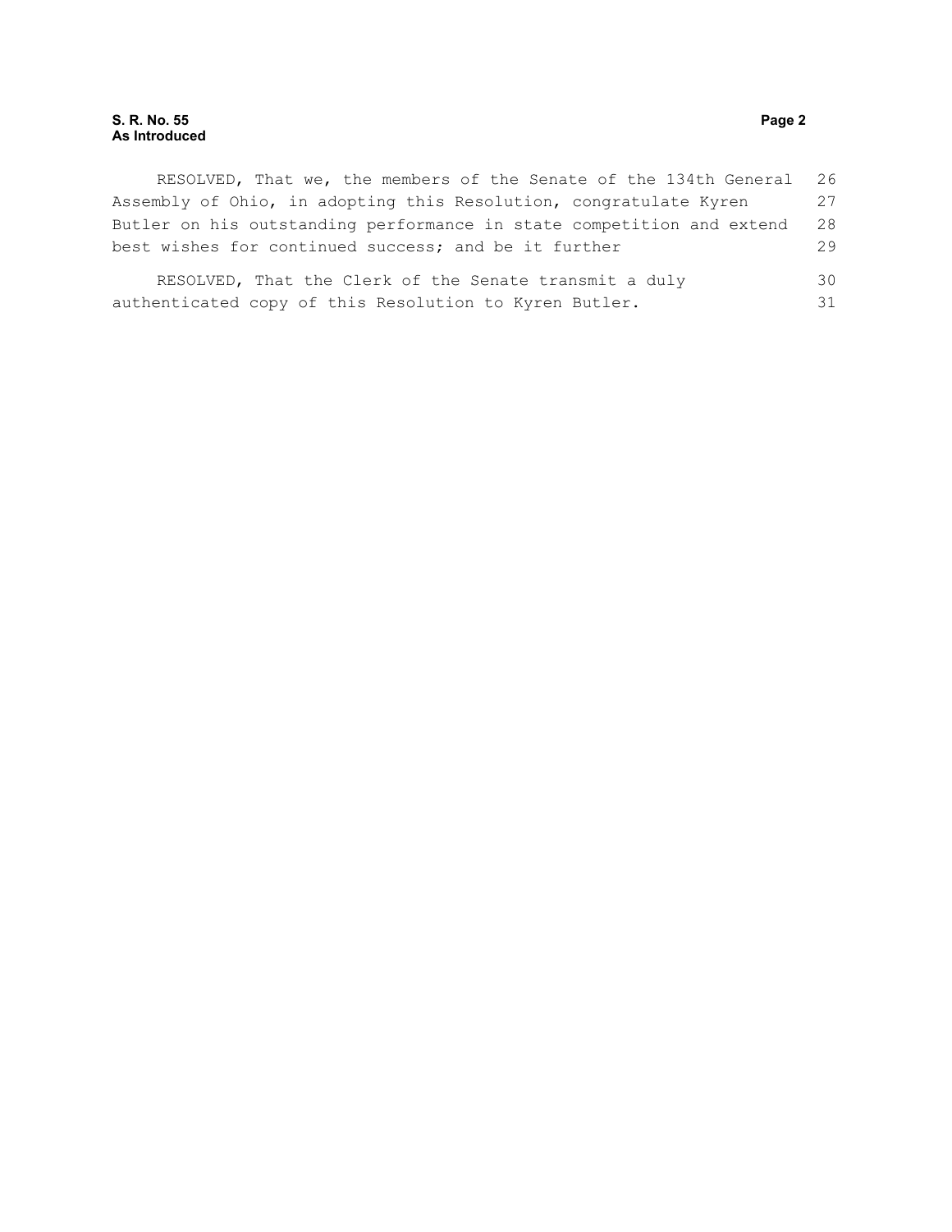RESOLVED, That we, the members of the Senate of the 134th General Assembly of Ohio, in adopting this Resolution, congratulate Kyren Butler on his outstanding performance in state competition and extend best wishes for continued success; and be it further

RESOLVED, That the Clerk of the Senate transmit a duly authenticated copy of this Resolution to Kyren Butler.